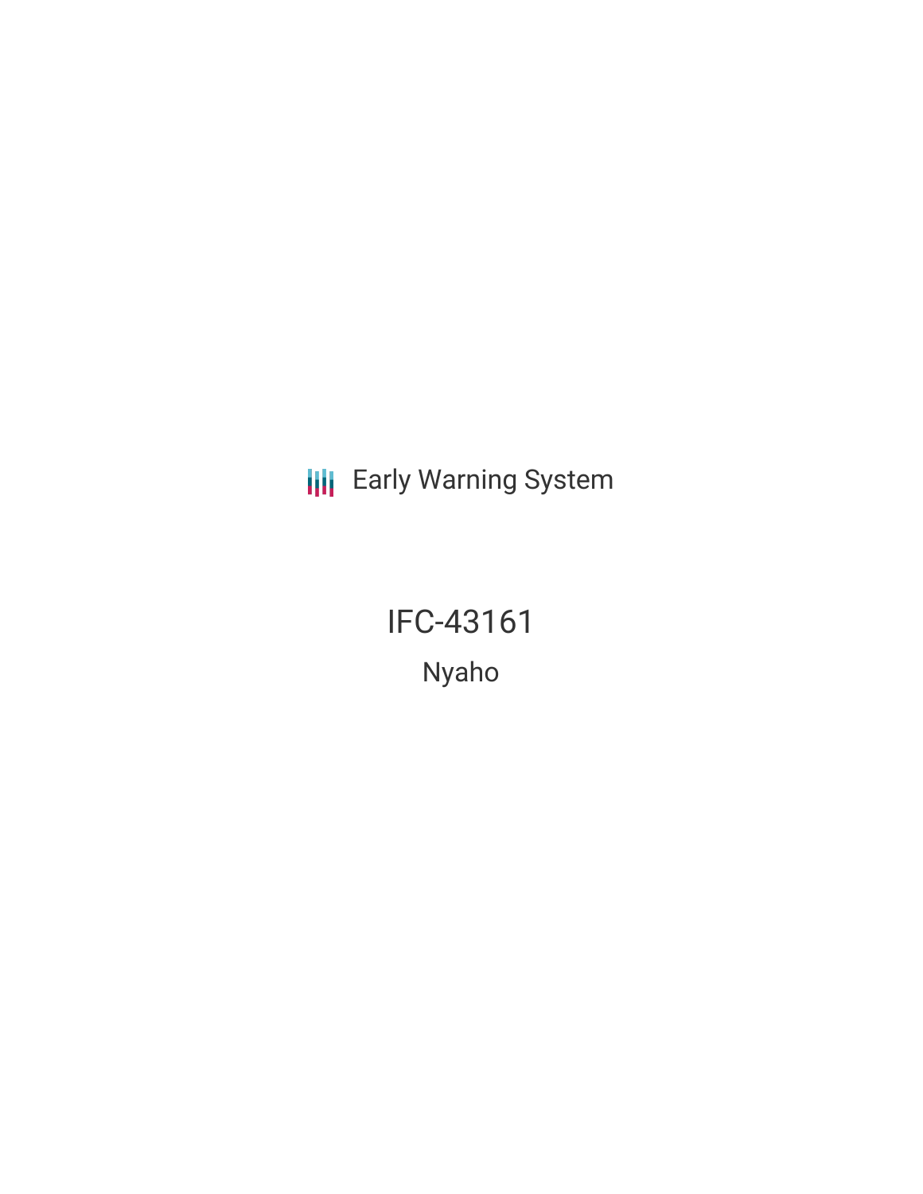Early Warning System

# IFC-43161

## Nyaho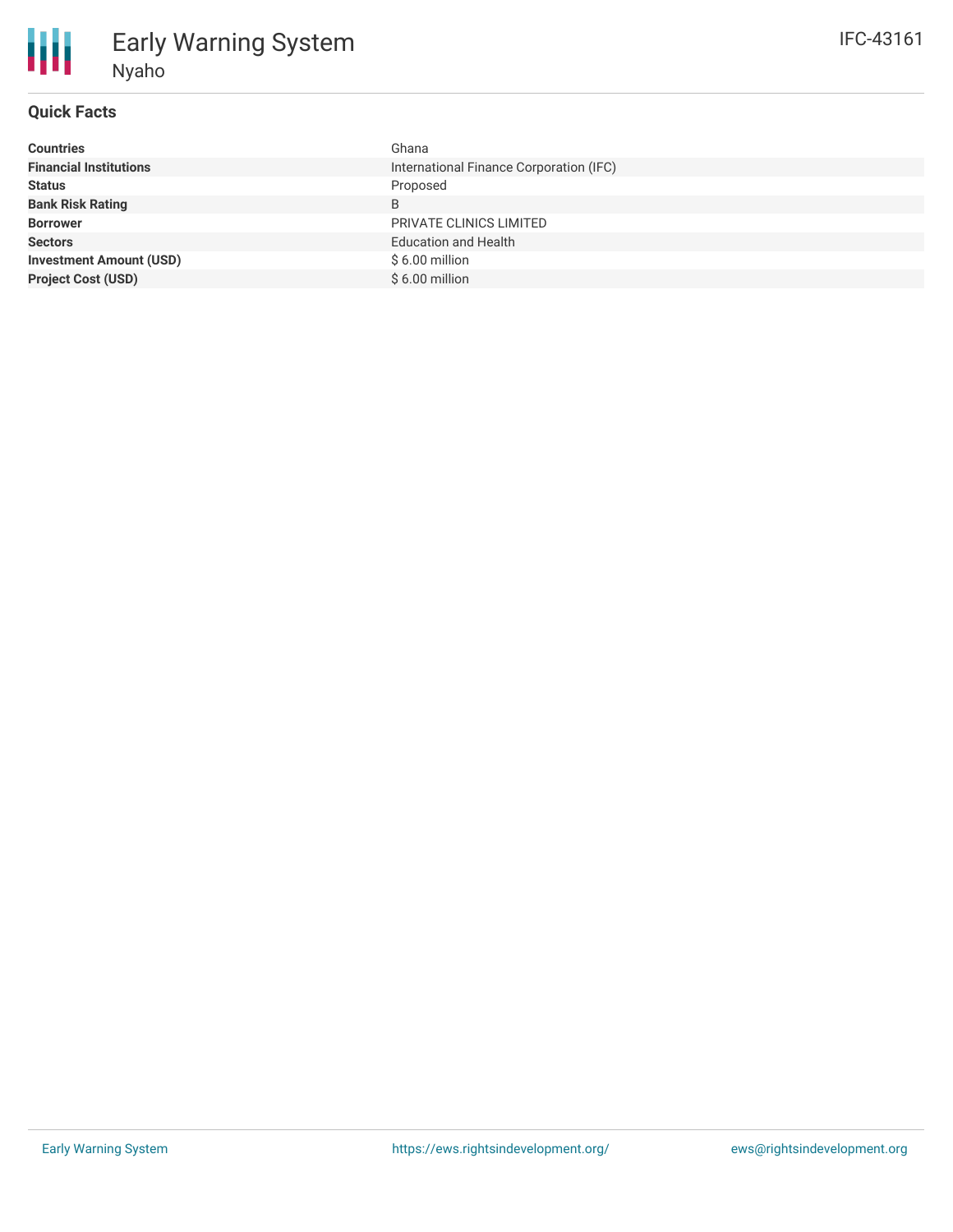# Early Warning System

## Nyaho

IFC-43161

### Quick Facts

| | |
|---|---|
| **Countries** | Ghana |
| **Financial Institutions** | International Finance Corporation (IFC) |
| **Status** | Proposed |
| **Bank Risk Rating** | B |
| **Borrower** | PRIVATE CLINICS LIMITED |
| **Sectors** | Education and Health |
| **Investment Amount (USD)** | $ 6.00 million |
| **Project Cost (USD)** | $ 6.00 million |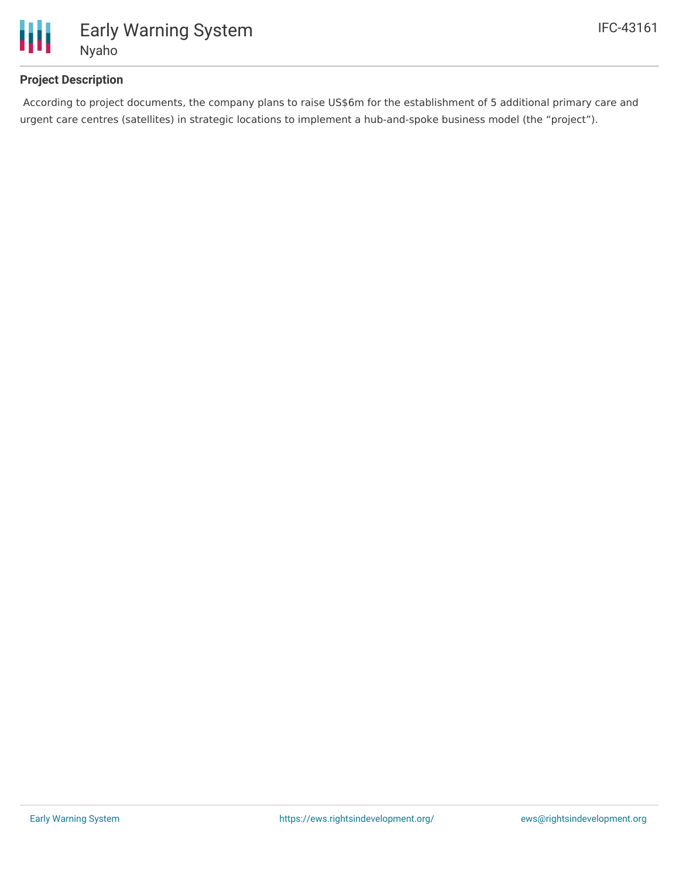**Project Description**

According to project documents, the company plans to raise US$6m for the establishment of 5 additional primary care and urgent care centres (satellites) in strategic locations to implement a hub-and-spoke business model (the "project").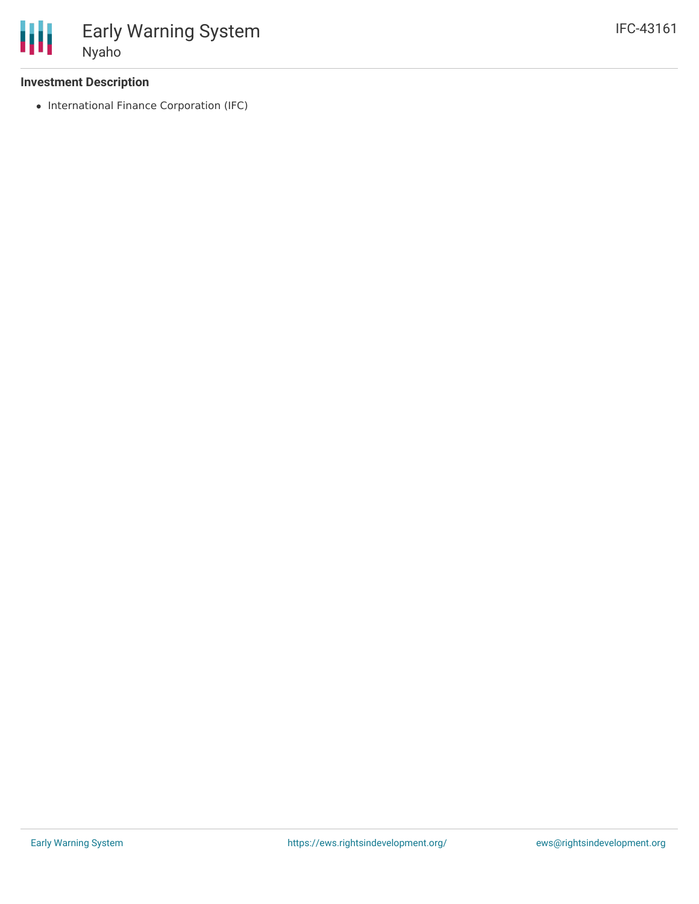## Investment Description

- International Finance Corporation (IFC)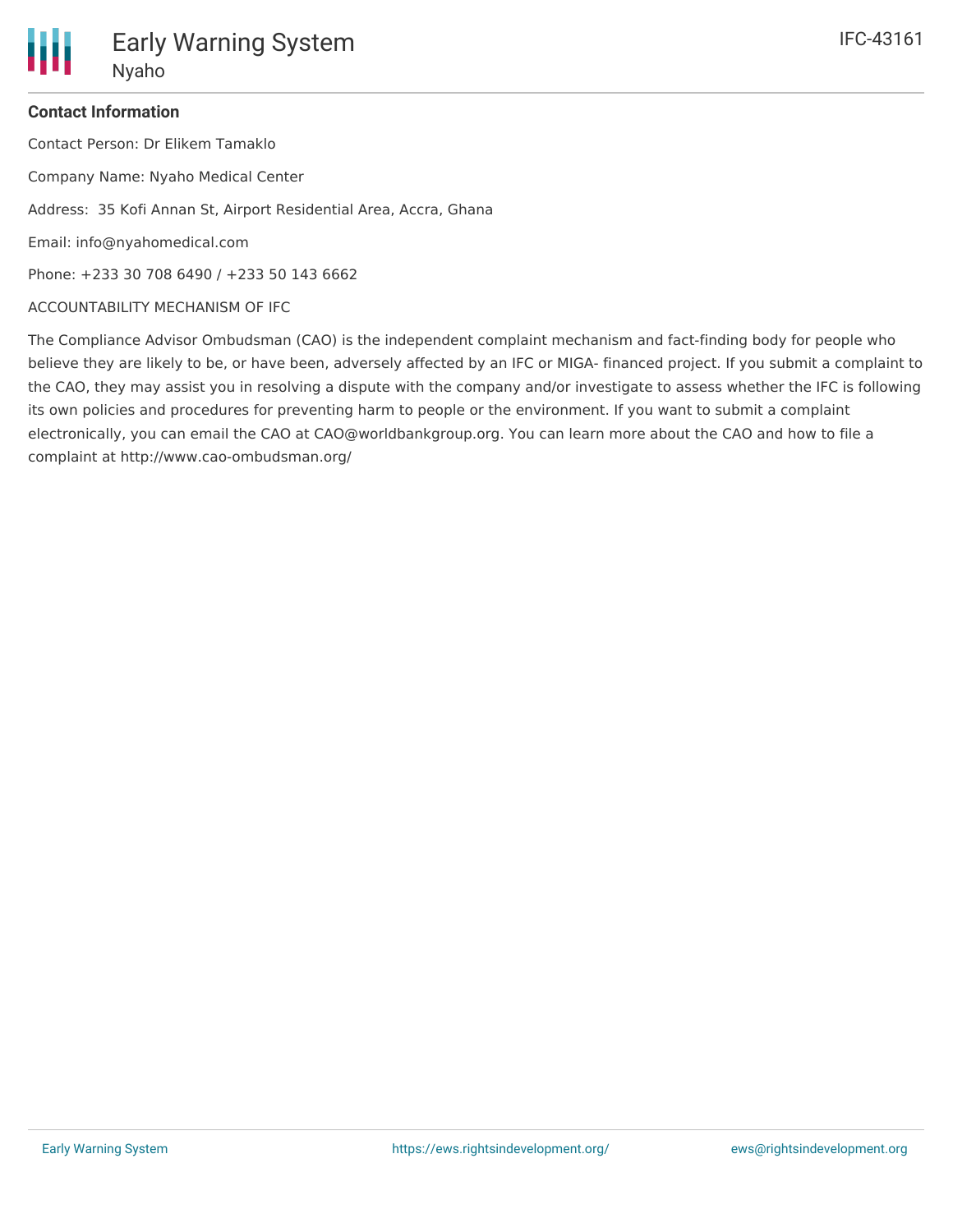**Contact Information**

Contact Person: Dr Elikem Tamaklo

Company Name: Nyaho Medical Center

Address: 35 Kofi Annan St, Airport Residential Area, Accra, Ghana

Email: info@nyahomedical.com

Phone: +233 30 708 6490 / +233 50 143 6662

ACCOUNTABILITY MECHANISM OF IFC

The Compliance Advisor Ombudsman (CAO) is the independent complaint mechanism and fact-finding body for people who believe they are likely to be, or have been, adversely affected by an IFC or MIGA- financed project. If you submit a complaint to the CAO, they may assist you in resolving a dispute with the company and/or investigate to assess whether the IFC is following its own policies and procedures for preventing harm to people or the environment. If you want to submit a complaint electronically, you can email the CAO at CAO@worldbankgroup.org. You can learn more about the CAO and how to file a complaint at http://www.cao-ombudsman.org/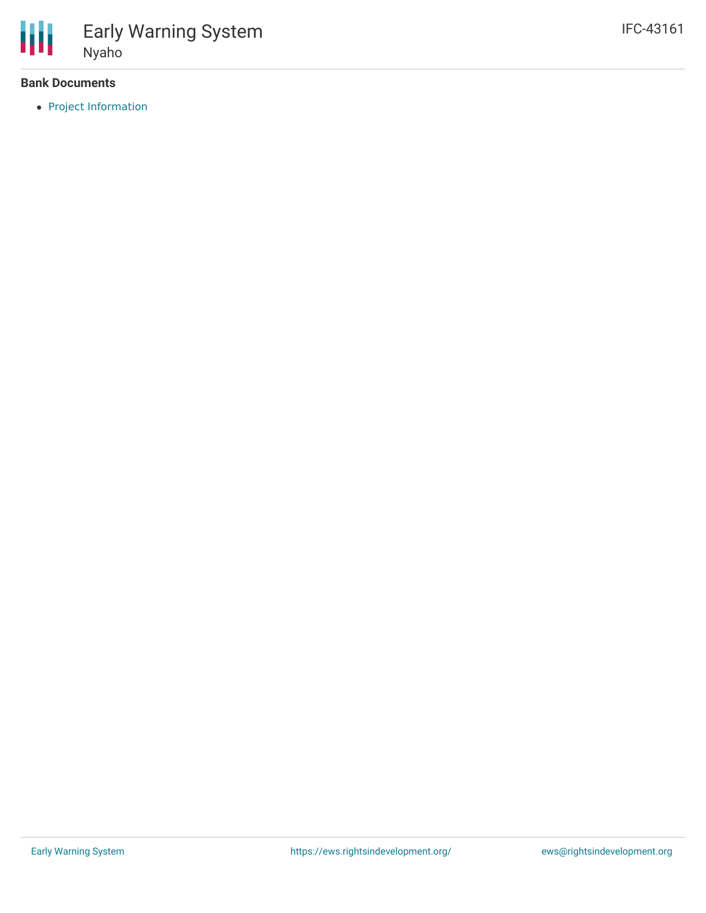**Bank Documents**

- Project Information